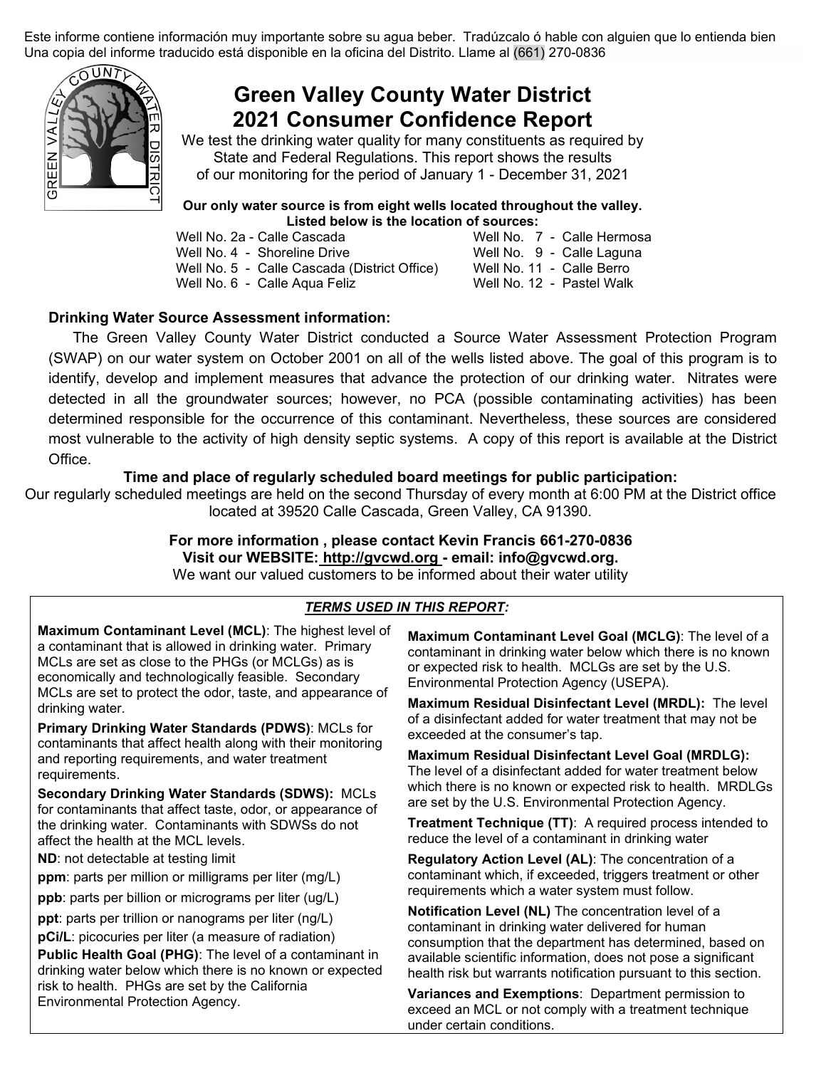Este informe contiene información muy importante sobre su agua beber. Tradúzcalo ó hable con alguien que lo entienda bien
Una copia del informe traducido está disponible en la oficina del Distrito. Llame al (661) 270-0836

# Green Valley County Water District 2021 Consumer Confidence Report

We test the drinking water quality for many constituents as required by State and Federal Regulations. This report shows the results of our monitoring for the period of January 1 - December 31, 2021

**Our only water source is from eight wells located throughout the valley. Listed below is the location of sources:**

Well No. 2a - Calle Cascada
Well No. 4 - Shoreline Drive
Well No. 5 - Calle Cascada (District Office)
Well No. 6 - Calle Aqua Feliz
Well No. 7 - Calle Hermosa
Well No. 9 - Calle Laguna
Well No. 11 - Calle Berro
Well No. 12 - Pastel Walk

### Drinking Water Source Assessment information:

The Green Valley County Water District conducted a Source Water Assessment Protection Program (SWAP) on our water system on October 2001 on all of the wells listed above. The goal of this program is to identify, develop and implement measures that advance the protection of our drinking water. Nitrates were detected in all the groundwater sources; however, no PCA (possible contaminating activities) has been determined responsible for the occurrence of this contaminant. Nevertheless, these sources are considered most vulnerable to the activity of high density septic systems. A copy of this report is available at the District Office.

### Time and place of regularly scheduled board meetings for public participation:

Our regularly scheduled meetings are held on the second Thursday of every month at 6:00 PM at the District office located at 39520 Calle Cascada, Green Valley, CA 91390.

**For more information , please contact Kevin Francis 661-270-0836**
**Visit our WEBSITE: http://gvcwd.org - email: info@gvcwd.org.**
We want our valued customers to be informed about their water utility

### *TERMS USED IN THIS REPORT:*

**Maximum Contaminant Level (MCL)**: The highest level of a contaminant that is allowed in drinking water. Primary MCLs are set as close to the PHGs (or MCLGs) as is economically and technologically feasible. Secondary MCLs are set to protect the odor, taste, and appearance of drinking water.

**Primary Drinking Water Standards (PDWS)**: MCLs for contaminants that affect health along with their monitoring and reporting requirements, and water treatment requirements.

**Secondary Drinking Water Standards (SDWS):** MCLs for contaminants that affect taste, odor, or appearance of the drinking water. Contaminants with SDWSs do not affect the health at the MCL levels.

**ND**: not detectable at testing limit

**ppm**: parts per million or milligrams per liter (mg/L)

**ppb**: parts per billion or micrograms per liter (ug/L)

**ppt**: parts per trillion or nanograms per liter (ng/L)

**pCi/L**: picocuries per liter (a measure of radiation)

**Public Health Goal (PHG)**: The level of a contaminant in drinking water below which there is no known or expected risk to health. PHGs are set by the California Environmental Protection Agency.

**Maximum Contaminant Level Goal (MCLG)**: The level of a contaminant in drinking water below which there is no known or expected risk to health. MCLGs are set by the U.S. Environmental Protection Agency (USEPA).

**Maximum Residual Disinfectant Level (MRDL):** The level of a disinfectant added for water treatment that may not be exceeded at the consumer's tap.

**Maximum Residual Disinfectant Level Goal (MRDLG):** The level of a disinfectant added for water treatment below which there is no known or expected risk to health. MRDLGs are set by the U.S. Environmental Protection Agency.

**Treatment Technique (TT)**: A required process intended to reduce the level of a contaminant in drinking water

**Regulatory Action Level (AL)**: The concentration of a contaminant which, if exceeded, triggers treatment or other requirements which a water system must follow.

**Notification Level (NL)** The concentration level of a contaminant in drinking water delivered for human consumption that the department has determined, based on available scientific information, does not pose a significant health risk but warrants notification pursuant to this section.

**Variances and Exemptions**: Department permission to exceed an MCL or not comply with a treatment technique under certain conditions.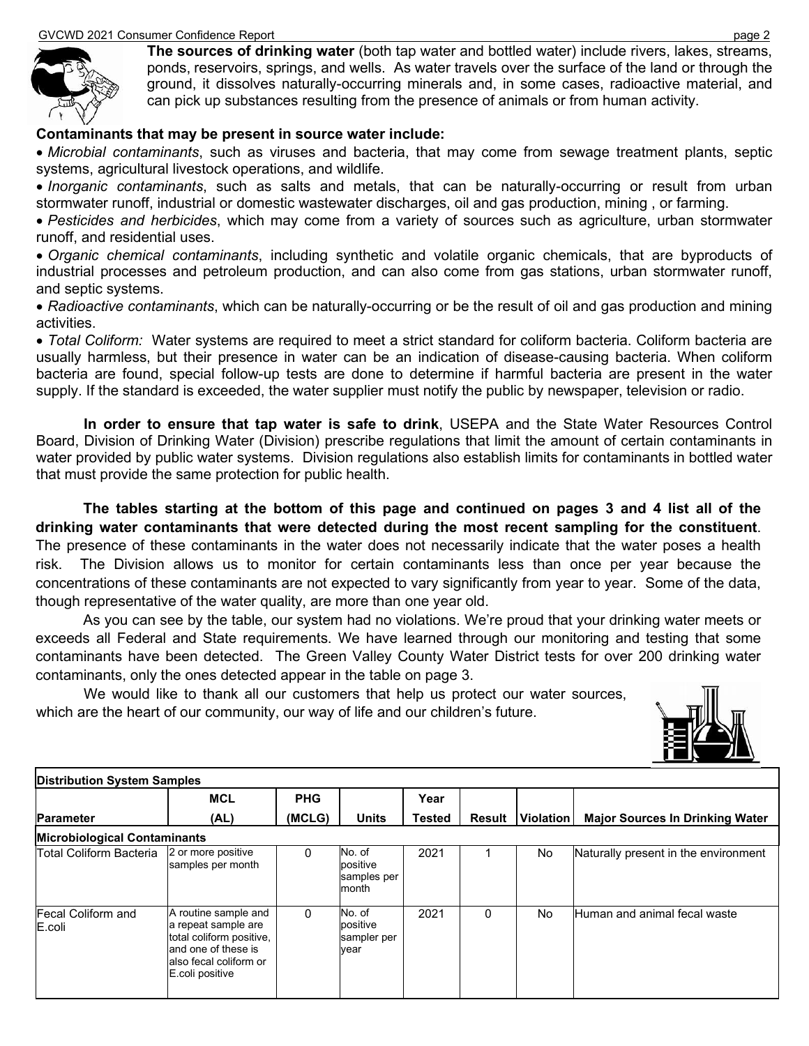**The sources of drinking water** (both tap water and bottled water) include rivers, lakes, streams, ponds, reservoirs, springs, and wells. As water travels over the surface of the land or through the ground, it dissolves naturally-occurring minerals and, in some cases, radioactive material, and can pick up substances resulting from the presence of animals or from human activity.

**Contaminants that may be present in source water include:**

- *Microbial contaminants*, such as viruses and bacteria, that may come from sewage treatment plants, septic systems, agricultural livestock operations, and wildlife.
- *Inorganic contaminants*, such as salts and metals, that can be naturally-occurring or result from urban stormwater runoff, industrial or domestic wastewater discharges, oil and gas production, mining , or farming.
- *Pesticides and herbicides*, which may come from a variety of sources such as agriculture, urban stormwater runoff, and residential uses.
- *Organic chemical contaminants*, including synthetic and volatile organic chemicals, that are byproducts of industrial processes and petroleum production, and can also come from gas stations, urban stormwater runoff, and septic systems.
- *Radioactive contaminants*, which can be naturally-occurring or be the result of oil and gas production and mining activities.
- *Total Coliform:* Water systems are required to meet a strict standard for coliform bacteria. Coliform bacteria are usually harmless, but their presence in water can be an indication of disease-causing bacteria. When coliform bacteria are found, special follow-up tests are done to determine if harmful bacteria are present in the water supply. If the standard is exceeded, the water supplier must notify the public by newspaper, television or radio.

**In order to ensure that tap water is safe to drink**, USEPA and the State Water Resources Control Board, Division of Drinking Water (Division) prescribe regulations that limit the amount of certain contaminants in water provided by public water systems. Division regulations also establish limits for contaminants in bottled water that must provide the same protection for public health.

**The tables starting at the bottom of this page and continued on pages 3 and 4 list all of the drinking water contaminants that were detected during the most recent sampling for the constituent**. The presence of these contaminants in the water does not necessarily indicate that the water poses a health risk. The Division allows us to monitor for certain contaminants less than once per year because the concentrations of these contaminants are not expected to vary significantly from year to year. Some of the data, though representative of the water quality, are more than one year old.

As you can see by the table, our system had no violations. We're proud that your drinking water meets or exceeds all Federal and State requirements. We have learned through our monitoring and testing that some contaminants have been detected. The Green Valley County Water District tests for over 200 drinking water contaminants, only the ones detected appear in the table on page 3.

We would like to thank all our customers that help us protect our water sources, which are the heart of our community, our way of life and our children's future.

| **Distribution System Samples** | | | | | | | |
|---|---|---|---|---|---|---|---|
| **Parameter** | **MCL (AL)** | **PHG (MCLG)** | **Units** | **Year Tested** | **Result** | **Violation** | **Major Sources In Drinking Water** |
| **Microbiological Contaminants** | | | | | | | |
| Total Coliform Bacteria | 2 or more positive samples per month | 0 | No. of positive samples per month | 2021 | 1 | No | Naturally present in the environment |
| Fecal Coliform and E.coli | A routine sample and a repeat sample are total coliform positive, and one of these is also fecal coliform or E.coli positive | 0 | No. of positive sampler per year | 2021 | 0 | No | Human and animal fecal waste |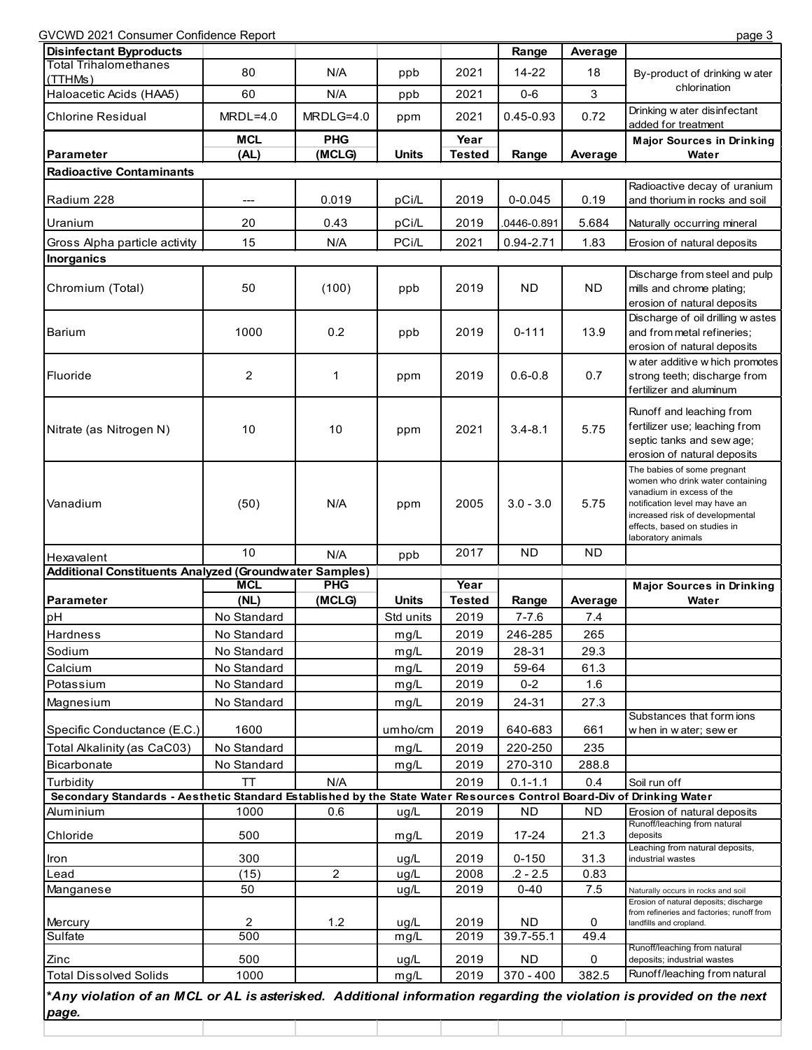| Disinfectant Byproducts | | | | | Range | Average | |
|---|---|---|---|---|---|---|---|
| Total Trihalomethanes (TTHMs) | 80 | N/A | ppb | 2021 | 14-22 | 18 | By-product of drinking water chlorination |
| Haloacetic Acids (HAA5) | 60 | N/A | ppb | 2021 | 0-6 | 3 | |
| Chlorine Residual | MRDL=4.0 | MRDLG=4.0 | ppm | 2021 | 0.45-0.93 | 0.72 | Drinking water disinfectant added for treatment |
| **Parameter** | **MCL (AL)** | **PHG (MCLG)** | **Units** | **Year Tested** | **Range** | **Average** | **Major Sources in Drinking Water** |
| **Radioactive Contaminants** | | | | | | | |
| Radium 228 | --- | 0.019 | pCi/L | 2019 | 0-0.045 | 0.19 | Radioactive decay of uranium and thorium in rocks and soil |
| Uranium | 20 | 0.43 | pCi/L | 2019 | .0446-0.891 | 5.684 | Naturally occurring mineral |
| Gross Alpha particle activity | 15 | N/A | PCi/L | 2021 | 0.94-2.71 | 1.83 | Erosion of natural deposits |
| **Inorganics** | | | | | | | |
| Chromium (Total) | 50 | (100) | ppb | 2019 | ND | ND | Discharge from steel and pulp mills and chrome plating; erosion of natural deposits |
| Barium | 1000 | 0.2 | ppb | 2019 | 0-111 | 13.9 | Discharge of oil drilling wastes and from metal refineries; erosion of natural deposits |
| Fluoride | 2 | 1 | ppm | 2019 | 0.6-0.8 | 0.7 | water additive which promotes strong teeth; discharge from fertilizer and aluminum |
| Nitrate (as Nitrogen N) | 10 | 10 | ppm | 2021 | 3.4-8.1 | 5.75 | Runoff and leaching from fertilizer use; leaching from septic tanks and sewage; erosion of natural deposits |
| Vanadium | (50) | N/A | ppm | 2005 | 3.0 - 3.0 | 5.75 | The babies of some pregnant women who drink water containing vanadium in excess of the notification level may have an increased risk of developmental effects, based on studies in laboratory animals |
| Hexavalent | 10 | N/A | ppb | 2017 | ND | ND | |
| **Additional Constituents Analyzed (Groundwater Samples)** | | | | | | | |
| **Parameter** | **MCL (NL)** | **PHG (MCLG)** | **Units** | **Year Tested** | **Range** | **Average** | **Major Sources in Drinking Water** |
| pH | No Standard | | Std units | 2019 | 7-7.6 | 7.4 | |
| Hardness | No Standard | | mg/L | 2019 | 246-285 | 265 | |
| Sodium | No Standard | | mg/L | 2019 | 28-31 | 29.3 | |
| Calcium | No Standard | | mg/L | 2019 | 59-64 | 61.3 | |
| Potassium | No Standard | | mg/L | 2019 | 0-2 | 1.6 | |
| Magnesium | No Standard | | mg/L | 2019 | 24-31 | 27.3 | |
| Specific Conductance (E.C.) | 1600 | | umho/cm | 2019 | 640-683 | 661 | Substances that form ions when in water; sewer |
| Total Alkalinity (as CaC03) | No Standard | | mg/L | 2019 | 220-250 | 235 | |
| Bicarbonate | No Standard | | mg/L | 2019 | 270-310 | 288.8 | |
| Turbidity | TT | N/A | | 2019 | 0.1-1.1 | 0.4 | Soil run off |
| **Secondary Standards - Aesthetic Standard Established by the State Water Resources Control Board-Div of Drinking Water** | | | | | | | |
| Aluminium | 1000 | 0.6 | ug/L | 2019 | ND | ND | Erosion of natural deposits |
| Chloride | 500 | | mg/L | 2019 | 17-24 | 21.3 | Runoff/leaching from natural deposits |
| Iron | 300 | | ug/L | 2019 | 0-150 | 31.3 | Leaching from natural deposits, industrial wastes |
| Lead | (15) | 2 | ug/L | 2008 | .2 - 2.5 | 0.83 | |
| Manganese | 50 | | ug/L | 2019 | 0-40 | 7.5 | Naturally occurs in rocks and soil |
| Mercury | 2 | 1.2 | ug/L | 2019 | ND | 0 | Erosion of natural deposits; discharge from refineries and factories; runoff from landfills and cropland. |
| Sulfate | 500 | | mg/L | 2019 | 39.7-55.1 | 49.4 | |
| Zinc | 500 | | ug/L | 2019 | ND | 0 | Runoff/leaching from natural deposits; industrial wastes |
| Total Dissolved Solids | 1000 | | mg/L | 2019 | 370 - 400 | 382.5 | Runoff/leaching from natural |

***Any violation of an MCL or AL is asterisked. Additional information regarding the violation is provided on the next page.***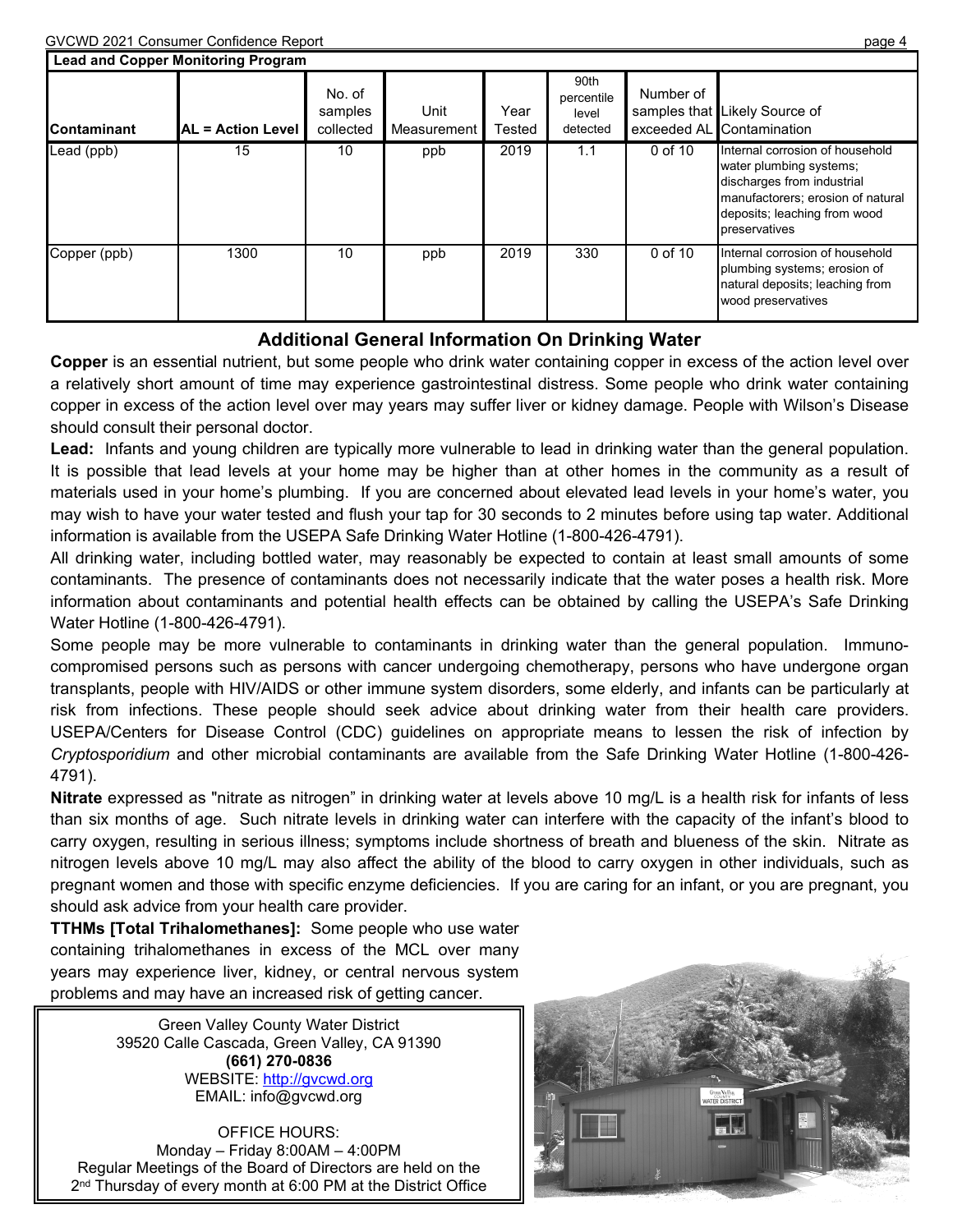**Lead and Copper Monitoring Program**

| Contaminant | AL = Action Level | No. of samples collected | Unit Measurement | Year Tested | 90th percentile level detected | Number of samples that exceeded AL | Likely Source of Contamination |
|---|---|---|---|---|---|---|---|
| Lead (ppb) | 15 | 10 | ppb | 2019 | 1.1 | 0 of 10 | Internal corrosion of household water plumbing systems; discharges from industrial manufactorers; erosion of natural deposits; leaching from wood preservatives |
| Copper (ppb) | 1300 | 10 | ppb | 2019 | 330 | 0 of 10 | Internal corrosion of household plumbing systems; erosion of natural deposits; leaching from wood preservatives |

## Additional General Information On Drinking Water

**Copper** is an essential nutrient, but some people who drink water containing copper in excess of the action level over a relatively short amount of time may experience gastrointestinal distress. Some people who drink water containing copper in excess of the action level over may years may suffer liver or kidney damage. People with Wilson's Disease should consult their personal doctor.

**Lead:** Infants and young children are typically more vulnerable to lead in drinking water than the general population. It is possible that lead levels at your home may be higher than at other homes in the community as a result of materials used in your home's plumbing. If you are concerned about elevated lead levels in your home's water, you may wish to have your water tested and flush your tap for 30 seconds to 2 minutes before using tap water. Additional information is available from the USEPA Safe Drinking Water Hotline (1-800-426-4791).

All drinking water, including bottled water, may reasonably be expected to contain at least small amounts of some contaminants. The presence of contaminants does not necessarily indicate that the water poses a health risk. More information about contaminants and potential health effects can be obtained by calling the USEPA's Safe Drinking Water Hotline (1-800-426-4791).

Some people may be more vulnerable to contaminants in drinking water than the general population. Immuno-compromised persons such as persons with cancer undergoing chemotherapy, persons who have undergone organ transplants, people with HIV/AIDS or other immune system disorders, some elderly, and infants can be particularly at risk from infections. These people should seek advice about drinking water from their health care providers. USEPA/Centers for Disease Control (CDC) guidelines on appropriate means to lessen the risk of infection by *Cryptosporidium* and other microbial contaminants are available from the Safe Drinking Water Hotline (1-800-426-4791).

**Nitrate** expressed as "nitrate as nitrogen" in drinking water at levels above 10 mg/L is a health risk for infants of less than six months of age. Such nitrate levels in drinking water can interfere with the capacity of the infant's blood to carry oxygen, resulting in serious illness; symptoms include shortness of breath and blueness of the skin. Nitrate as nitrogen levels above 10 mg/L may also affect the ability of the blood to carry oxygen in other individuals, such as pregnant women and those with specific enzyme deficiencies. If you are caring for an infant, or you are pregnant, you should ask advice from your health care provider.

**TTHMs [Total Trihalomethanes]:** Some people who use water containing trihalomethanes in excess of the MCL over many years may experience liver, kidney, or central nervous system problems and may have an increased risk of getting cancer.

Green Valley County Water District
39520 Calle Cascada, Green Valley, CA 91390
**(661) 270-0836**
WEBSITE: http://gvcwd.org
EMAIL: info@gvcwd.org

OFFICE HOURS:
Monday – Friday 8:00AM – 4:00PM
Regular Meetings of the Board of Directors are held on the 2nd Thursday of every month at 6:00 PM at the District Office